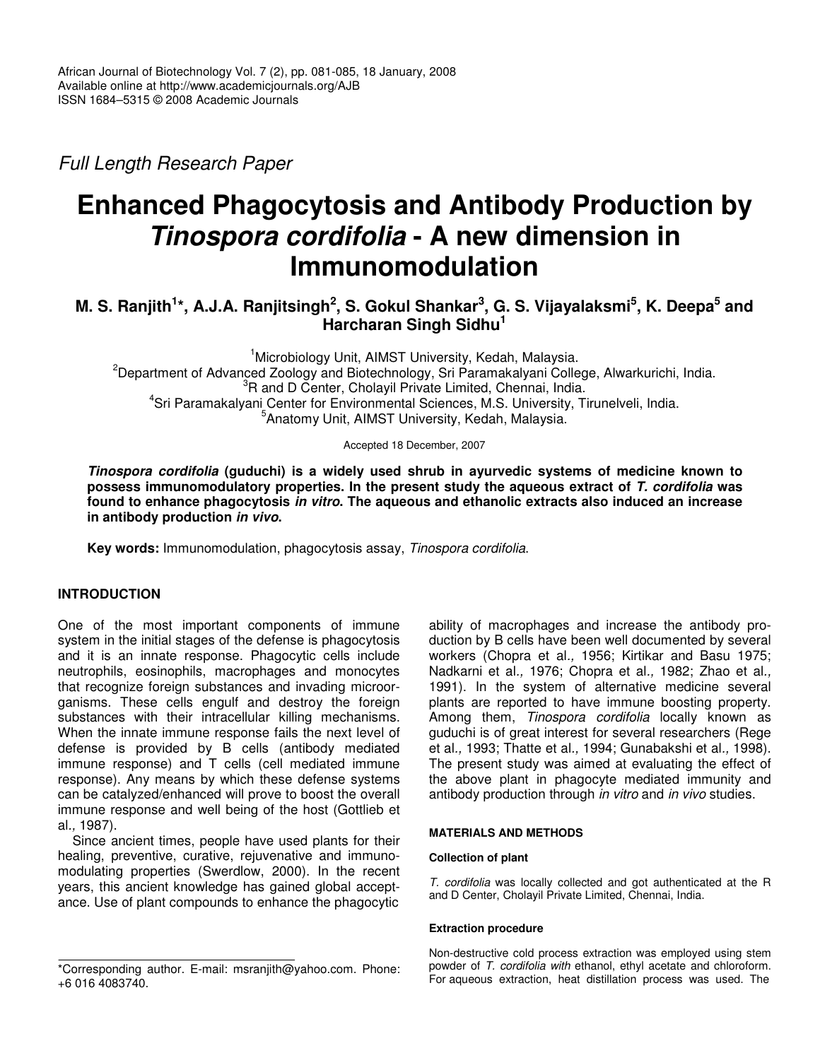Full Length Research Paper

# Enhanced Phagocytosis and Antibody Production by *Tinospora cordifolia* - A new dimension in Immunomodulation

**M. S. Ranjith[1]*, A.J.A. Ranjitsingh[2], S. Gokul Shankar[3], G. S. Vijayalaksmi[5], K. Deepa[5] and Harcharan Singh Sidhu[1]**

[1]Microbiology Unit, AIMST University, Kedah, Malaysia.
[2]Department of Advanced Zoology and Biotechnology, Sri Paramakalyani College, Alwarkurichi, India.
[3]R and D Center, Cholayil Private Limited, Chennai, India.
[4]Sri Paramakalyani Center for Environmental Sciences, M.S. University, Tirunelveli, India.
[5]Anatomy Unit, AIMST University, Kedah, Malaysia.

Accepted 18 December, 2007

***Tinospora cordifolia* (guduchi) is a widely used shrub in ayurvedic systems of medicine known to possess immunomodulatory properties. In the present study the aqueous extract of *T. cordifolia* was found to enhance phagocytosis *in vitro*. The aqueous and ethanolic extracts also induced an increase in antibody production *in vivo*.**

**Key words:** Immunomodulation, phagocytosis assay, *Tinospora cordifolia*.

## INTRODUCTION

One of the most important components of immune system in the initial stages of the defense is phagocytosis and it is an innate response. Phagocytic cells include neutrophils, eosinophils, macrophages and monocytes that recognize foreign substances and invading microorganisms. These cells engulf and destroy the foreign substances with their intracellular killing mechanisms. When the innate immune response fails the next level of defense is provided by B cells (antibody mediated immune response) and T cells (cell mediated immune response). Any means by which these defense systems can be catalyzed/enhanced will prove to boost the overall immune response and well being of the host (Gottlieb et al., 1987).

Since ancient times, people have used plants for their healing, preventive, curative, rejuvenative and immunomodulating properties (Swerdlow, 2000). In the recent years, this ancient knowledge has gained global acceptance. Use of plant compounds to enhance the phagocytic ability of macrophages and increase the antibody production by B cells have been well documented by several workers (Chopra et al., 1956; Kirtikar and Basu 1975; Nadkarni et al., 1976; Chopra et al., 1982; Zhao et al., 1991). In the system of alternative medicine several plants are reported to have immune boosting property. Among them, *Tinospora cordifolia* locally known as guduchi is of great interest for several researchers (Rege et al., 1993; Thatte et al., 1994; Gunabakshi et al., 1998). The present study was aimed at evaluating the effect of the above plant in phagocyte mediated immunity and antibody production through *in vitro* and *in vivo* studies.

## MATERIALS AND METHODS

### Collection of plant

*T. cordifolia* was locally collected and got authenticated at the R and D Center, Cholayil Private Limited, Chennai, India.

### Extraction procedure

Non-destructive cold process extraction was employed using stem powder of *T. cordifolia with* ethanol, ethyl acetate and chloroform. For aqueous extraction, heat distillation process was used. The

*Corresponding author. E-mail: msranjith@yahoo.com. Phone: +6 016 4083740.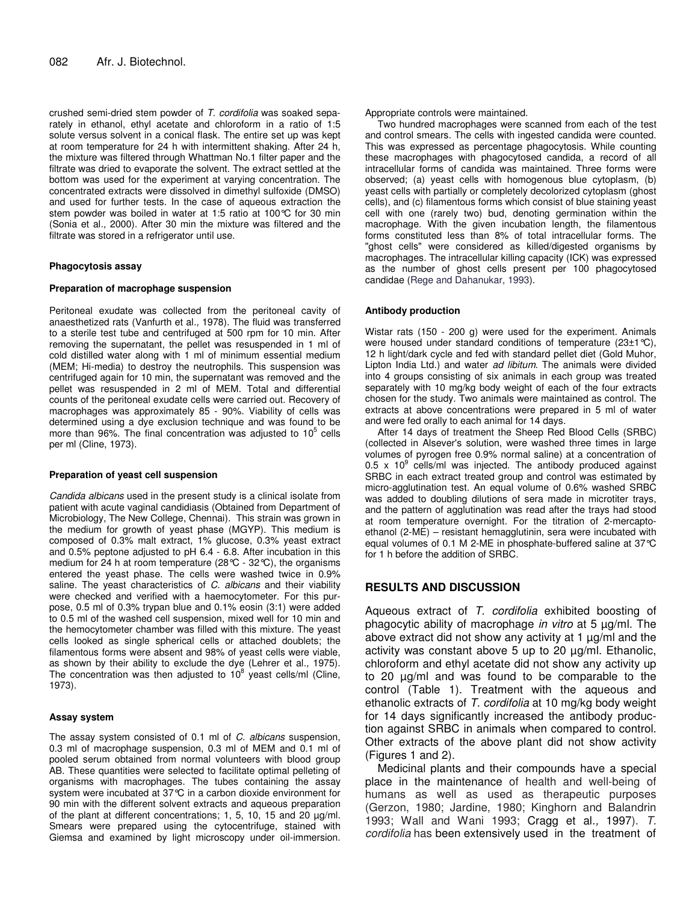crushed semi-dried stem powder of *T. cordifolia* was soaked separately in ethanol, ethyl acetate and chloroform in a ratio of 1:5 solute versus solvent in a conical flask. The entire set up was kept at room temperature for 24 h with intermittent shaking. After 24 h, the mixture was filtered through Whattman No.1 filter paper and the filtrate was dried to evaporate the solvent. The extract settled at the bottom was used for the experiment at varying concentration. The concentrated extracts were dissolved in dimethyl sulfoxide (DMSO) and used for further tests. In the case of aqueous extraction the stem powder was boiled in water at 1:5 ratio at 100°C for 30 min (Sonia et al., 2000). After 30 min the mixture was filtered and the filtrate was stored in a refrigerator until use.

#### Phagocytosis assay

#### Preparation of macrophage suspension

Peritoneal exudate was collected from the peritoneal cavity of anaesthetized rats (Vanfurth et al., 1978). The fluid was transferred to a sterile test tube and centrifuged at 500 rpm for 10 min. After removing the supernatant, the pellet was resuspended in 1 ml of cold distilled water along with 1 ml of minimum essential medium (MEM; Hi-media) to destroy the neutrophils. This suspension was centrifuged again for 10 min, the supernatant was removed and the pellet was resuspended in 2 ml of MEM. Total and differential counts of the peritoneal exudate cells were carried out. Recovery of macrophages was approximately 85 - 90%. Viability of cells was determined using a dye exclusion technique and was found to be more than 96%. The final concentration was adjusted to $10^5$ cells per ml (Cline, 1973).

#### Preparation of yeast cell suspension

*Candida albicans* used in the present study is a clinical isolate from patient with acute vaginal candidiasis (Obtained from Department of Microbiology, The New College, Chennai). This strain was grown in the medium for growth of yeast phase (MGYP). This medium is composed of 0.3% malt extract, 1% glucose, 0.3% yeast extract and 0.5% peptone adjusted to pH 6.4 - 6.8. After incubation in this medium for 24 h at room temperature (28°C - 32°C), the organisms entered the yeast phase. The cells were washed twice in 0.9% saline. The yeast characteristics of *C. albicans* and their viability were checked and verified with a haemocytometer. For this purpose, 0.5 ml of 0.3% trypan blue and 0.1% eosin (3:1) were added to 0.5 ml of the washed cell suspension, mixed well for 10 min and the hemocytometer chamber was filled with this mixture. The yeast cells looked as single spherical cells or attached doublets; the filamentous forms were absent and 98% of yeast cells were viable, as shown by their ability to exclude the dye (Lehrer et al., 1975). The concentration was then adjusted to $10^8$ yeast cells/ml (Cline, 1973).

#### Assay system

The assay system consisted of 0.1 ml of *C. albicans* suspension, 0.3 ml of macrophage suspension, 0.3 ml of MEM and 0.1 ml of pooled serum obtained from normal volunteers with blood group AB. These quantities were selected to facilitate optimal pelleting of organisms with macrophages. The tubes containing the assay system were incubated at 37°C in a carbon dioxide environment for 90 min with the different solvent extracts and aqueous preparation of the plant at different concentrations; 1, 5, 10, 15 and 20 µg/ml. Smears were prepared using the cytocentrifuge, stained with Giemsa and examined by light microscopy under oil-immersion. Appropriate controls were maintained.

Two hundred macrophages were scanned from each of the test and control smears. The cells with ingested candida were counted. This was expressed as percentage phagocytosis. While counting these macrophages with phagocytosed candida, a record of all intracellular forms of candida was maintained. Three forms were observed; (a) yeast cells with homogenous blue cytoplasm, (b) yeast cells with partially or completely decolorized cytoplasm (ghost cells), and (c) filamentous forms which consist of blue staining yeast cell with one (rarely two) bud, denoting germination within the macrophage. With the given incubation length, the filamentous forms constituted less than 8% of total intracellular forms. The "ghost cells" were considered as killed/digested organisms by macrophages. The intracellular killing capacity (ICK) was expressed as the number of ghost cells present per 100 phagocytosed candidae (Rege and Dahanukar, 1993).

#### Antibody production

Wistar rats (150 - 200 g) were used for the experiment. Animals were housed under standard conditions of temperature (23±1°C), 12 h light/dark cycle and fed with standard pellet diet (Gold Muhor, Lipton India Ltd.) and water *ad libitum*. The animals were divided into 4 groups consisting of six animals in each group was treated separately with 10 mg/kg body weight of each of the four extracts chosen for the study. Two animals were maintained as control. The extracts at above concentrations were prepared in 5 ml of water and were fed orally to each animal for 14 days.

After 14 days of treatment the Sheep Red Blood Cells (SRBC) (collected in Alsever's solution, were washed three times in large volumes of pyrogen free 0.9% normal saline) at a concentration of $0.5 \times 10^9$ cells/ml was injected. The antibody produced against SRBC in each extract treated group and control was estimated by micro-agglutination test. An equal volume of 0.6% washed SRBC was added to doubling dilutions of sera made in microtiter trays, and the pattern of agglutination was read after the trays had stood at room temperature overnight. For the titration of 2-mercapto-ethanol (2-ME) – resistant hemagglutinin, sera were incubated with equal volumes of 0.1 M 2-ME in phosphate-buffered saline at 37°C for 1 h before the addition of SRBC.

## RESULTS AND DISCUSSION

Aqueous extract of *T. cordifolia* exhibited boosting of phagocytic ability of macrophage *in vitro* at 5 µg/ml. The above extract did not show any activity at 1 µg/ml and the activity was constant above 5 up to 20 µg/ml. Ethanolic, chloroform and ethyl acetate did not show any activity up to 20 µg/ml and was found to be comparable to the control (Table 1). Treatment with the aqueous and ethanolic extracts of *T. cordifolia* at 10 mg/kg body weight for 14 days significantly increased the antibody production against SRBC in animals when compared to control. Other extracts of the above plant did not show activity (Figures 1 and 2).

Medicinal plants and their compounds have a special place in the maintenance of health and well-being of humans as well as used as therapeutic purposes (Gerzon, 1980; Jardine, 1980; Kinghorn and Balandrin 1993; Wall and Wani 1993; Cragg et al., 1997). *T. cordifolia* has been extensively used in the treatment of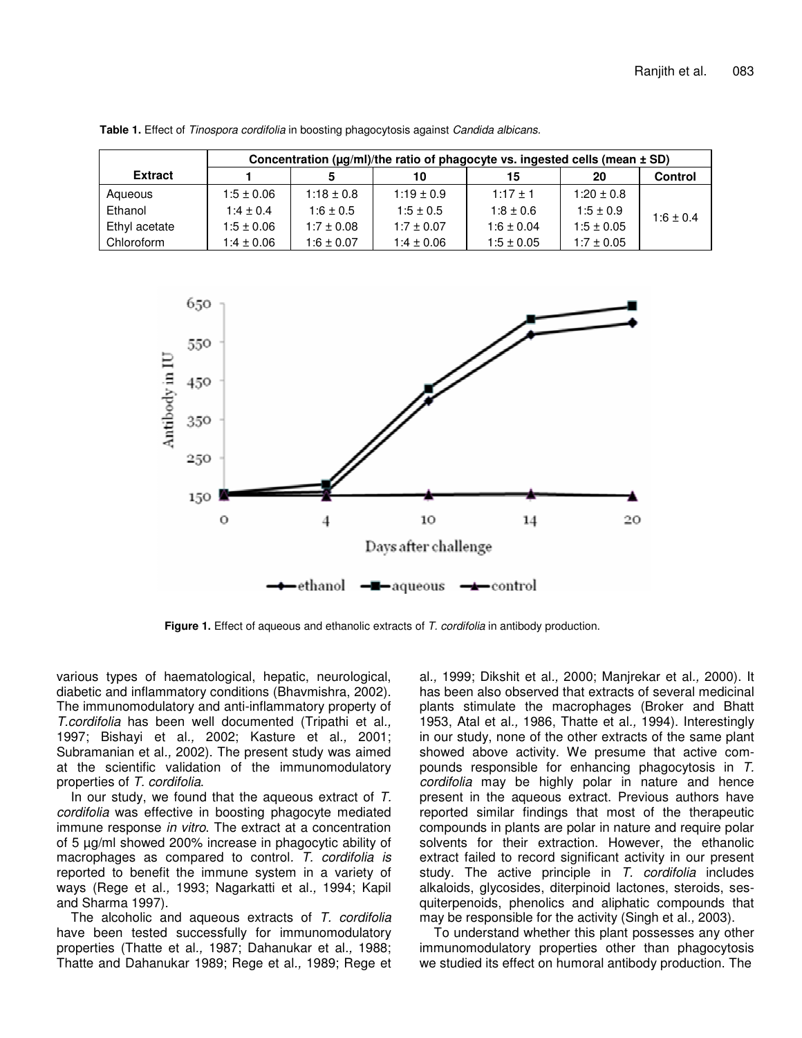**Table 1.** Effect of *Tinospora cordifolia* in boosting phagocytosis against *Candida albicans.*

| Extract | Concentration (µg/ml)/the ratio of phagocyte vs. ingested cells (mean ± SD) | | | | | |
|---|---|---|---|---|---|---|
| | 1 | 5 | 10 | 15 | 20 | Control |
| Aqueous | 1:5 ± 0.06 | 1:18 ± 0.8 | 1:19 ± 0.9 | 1:17 ± 1 | 1:20 ± 0.8 | 1:6 ± 0.4 |
| Ethanol | 1:4 ± 0.4 | 1:6 ± 0.5 | 1:5 ± 0.5 | 1:8 ± 0.6 | 1:5 ± 0.9 | |
| Ethyl acetate | 1:5 ± 0.06 | 1:7 ± 0.08 | 1:7 ± 0.07 | 1:6 ± 0.04 | 1:5 ± 0.05 | |
| Chloroform | 1:4 ± 0.06 | 1:6 ± 0.07 | 1:4 ± 0.06 | 1:5 ± 0.05 | 1:7 ± 0.05 | |

**Figure 1.** Effect of aqueous and ethanolic extracts of *T. cordifolia* in antibody production.

various types of haematological, hepatic, neurological, diabetic and inflammatory conditions (Bhavmishra, 2002). The immunomodulatory and anti-inflammatory property of *T.cordifolia* has been well documented (Tripathi et al., 1997; Bishayi et al., 2002; Kasture et al., 2001; Subramanian et al., 2002). The present study was aimed at the scientific validation of the immunomodulatory properties of *T. cordifolia*.

In our study, we found that the aqueous extract of *T. cordifolia* was effective in boosting phagocyte mediated immune response *in vitro*. The extract at a concentration of 5 µg/ml showed 200% increase in phagocytic ability of macrophages as compared to control. *T. cordifolia is* reported to benefit the immune system in a variety of ways (Rege et al., 1993; Nagarkatti et al., 1994; Kapil and Sharma 1997).

The alcoholic and aqueous extracts of *T. cordifolia* have been tested successfully for immunomodulatory properties (Thatte et al., 1987; Dahanukar et al., 1988; Thatte and Dahanukar 1989; Rege et al., 1989; Rege et al., 1999; Dikshit et al., 2000; Manjrekar et al., 2000). It has been also observed that extracts of several medicinal plants stimulate the macrophages (Broker and Bhatt 1953, Atal et al., 1986, Thatte et al., 1994). Interestingly in our study, none of the other extracts of the same plant showed above activity. We presume that active compounds responsible for enhancing phagocytosis in *T. cordifolia* may be highly polar in nature and hence present in the aqueous extract. Previous authors have reported similar findings that most of the therapeutic compounds in plants are polar in nature and require polar solvents for their extraction. However, the ethanolic extract failed to record significant activity in our present study. The active principle in *T. cordifolia* includes alkaloids, glycosides, diterpinoid lactones, steroids, sesquiterpenoids, phenolics and aliphatic compounds that may be responsible for the activity (Singh et al., 2003).

To understand whether this plant possesses any other immunomodulatory properties other than phagocytosis we studied its effect on humoral antibody production. The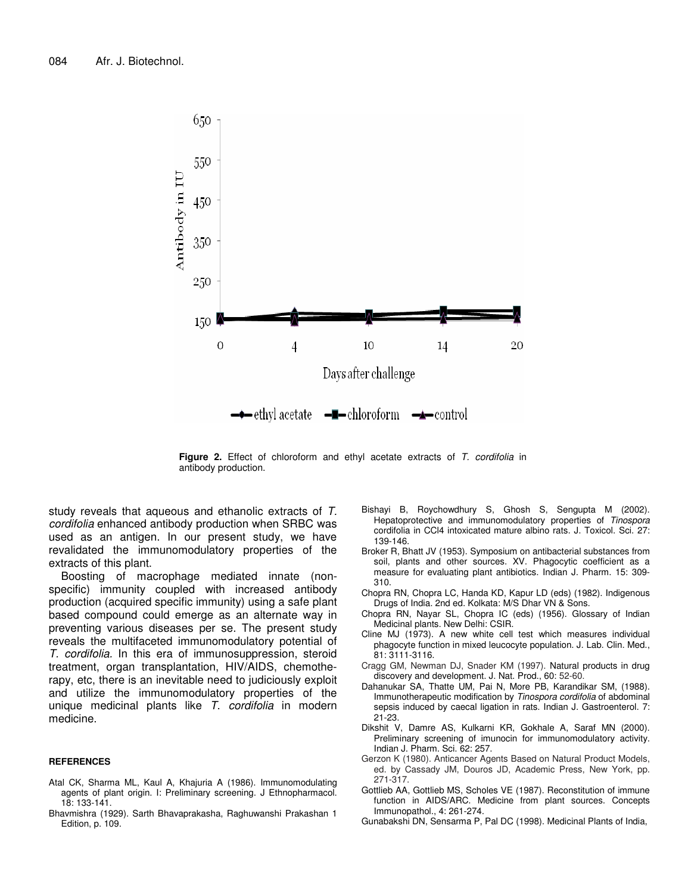**Figure 2.** Effect of chloroform and ethyl acetate extracts of *T. cordifolia* in antibody production.

study reveals that aqueous and ethanolic extracts of *T. cordifolia* enhanced antibody production when SRBC was used as an antigen. In our present study, we have revalidated the immunomodulatory properties of the extracts of this plant.

Boosting of macrophage mediated innate (non-specific) immunity coupled with increased antibody production (acquired specific immunity) using a safe plant based compound could emerge as an alternate way in preventing various diseases per se. The present study reveals the multifaceted immunomodulatory potential of *T. cordifolia*. In this era of immunosuppression, steroid treatment, organ transplantation, HIV/AIDS, chemotherapy, etc, there is an inevitable need to judiciously exploit and utilize the immunomodulatory properties of the unique medicinal plants like *T. cordifolia* in modern medicine.

## REFERENCES

Atal CK, Sharma ML, Kaul A, Khajuria A (1986). Immunomodulating agents of plant origin. I: Preliminary screening. J Ethnopharmacol. 18: 133-141.

Bhavmishra (1929). Sarth Bhavaprakasha, Raghuwanshi Prakashan 1 Edition, p. 109.

Bishayi B, Roychowdhury S, Ghosh S, Sengupta M (2002). Hepatoprotective and immunomodulatory properties of *Tinospora* cordifolia in CCl4 intoxicated mature albino rats. J. Toxicol. Sci. 27: 139-146.

Broker R, Bhatt JV (1953). Symposium on antibacterial substances from soil, plants and other sources. XV. Phagocytic coefficient as a measure for evaluating plant antibiotics. Indian J. Pharm. 15: 309-310.

Chopra RN, Chopra LC, Handa KD, Kapur LD (eds) (1982). Indigenous Drugs of India. 2nd ed. Kolkata: M/S Dhar VN & Sons.

Chopra RN, Nayar SL, Chopra IC (eds) (1956). Glossary of Indian Medicinal plants. New Delhi: CSIR.

Cline MJ (1973). A new white cell test which measures individual phagocyte function in mixed leucocyte population. J. Lab. Clin. Med., 81: 3111-3116.

Cragg GM, Newman DJ, Snader KM (1997). Natural products in drug discovery and development. J. Nat. Prod., 60: 52-60.

Dahanukar SA, Thatte UM, Pai N, More PB, Karandikar SM, (1988). Immunotherapeutic modification by *Tinospora cordifolia* of abdominal sepsis induced by caecal ligation in rats. Indian J. Gastroenterol. 7: 21-23.

Dikshit V, Damre AS, Kulkarni KR, Gokhale A, Saraf MN (2000). Preliminary screening of imunocin for immunomodulatory activity. Indian J. Pharm. Sci. 62: 257.

Gerzon K (1980). Anticancer Agents Based on Natural Product Models, ed. by Cassady JM, Douros JD, Academic Press, New York, pp. 271-317.

Gottlieb AA, Gottlieb MS, Scholes VE (1987). Reconstitution of immune function in AIDS/ARC. Medicine from plant sources. Concepts Immunopathol., 4: 261-274.

Gunabakshi DN, Sensarma P, Pal DC (1998). Medicinal Plants of India,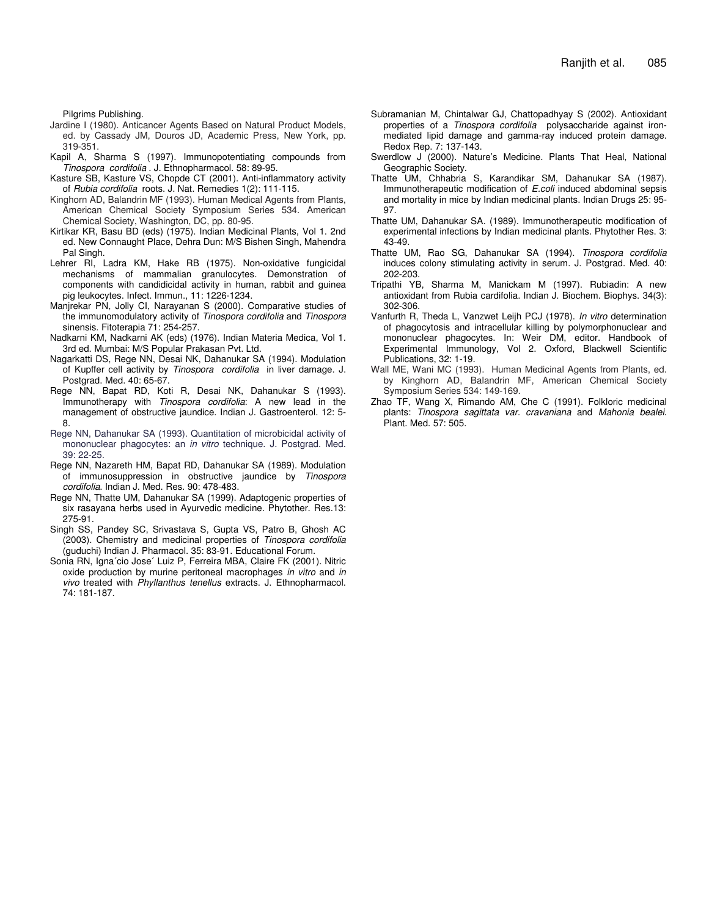Pilgrims Publishing.

Jardine I (1980). Anticancer Agents Based on Natural Product Models, ed. by Cassady JM, Douros JD, Academic Press, New York, pp. 319-351.

Kapil A, Sharma S (1997). Immunopotentiating compounds from *Tinospora cordifolia* . J. Ethnopharmacol. 58: 89-95.

Kasture SB, Kasture VS, Chopde CT (2001). Anti-inflammatory activity of *Rubia cordifolia* roots. J. Nat. Remedies 1(2): 111-115.

Kinghorn AD, Balandrin MF (1993). Human Medical Agents from Plants, American Chemical Society Symposium Series 534. American Chemical Society, Washington, DC, pp. 80-95.

Kirtikar KR, Basu BD (eds) (1975). Indian Medicinal Plants, Vol 1. 2nd ed. New Connaught Place, Dehra Dun: M/S Bishen Singh, Mahendra Pal Singh.

Lehrer RI, Ladra KM, Hake RB (1975). Non-oxidative fungicidal mechanisms of mammalian granulocytes. Demonstration of components with candidicidal activity in human, rabbit and guinea pig leukocytes. Infect. Immun., 11: 1226-1234.

Manjrekar PN, Jolly CI, Narayanan S (2000). Comparative studies of the immunomodulatory activity of *Tinospora cordifolia* and *Tinospora* sinensis. Fitoterapia 71: 254-257.

Nadkarni KM, Nadkarni AK (eds) (1976). Indian Materia Medica, Vol 1. 3rd ed. Mumbai: M/S Popular Prakasan Pvt. Ltd.

Nagarkatti DS, Rege NN, Desai NK, Dahanukar SA (1994). Modulation of Kupffer cell activity by *Tinospora cordifolia* in liver damage. J. Postgrad. Med. 40: 65-67.

Rege NN, Bapat RD, Koti R, Desai NK, Dahanukar S (1993). Immunotherapy with *Tinospora cordifolia*: A new lead in the management of obstructive jaundice. Indian J. Gastroenterol. 12: 5-8.

Rege NN, Dahanukar SA (1993). Quantitation of microbicidal activity of mononuclear phagocytes: an *in vitro* technique. J. Postgrad. Med. 39: 22-25.

Rege NN, Nazareth HM, Bapat RD, Dahanukar SA (1989). Modulation of immunosuppression in obstructive jaundice by *Tinospora cordifolia*. Indian J. Med. Res. 90: 478-483.

Rege NN, Thatte UM, Dahanukar SA (1999). Adaptogenic properties of six rasayana herbs used in Ayurvedic medicine. Phytother. Res.13: 275-91.

Singh SS, Pandey SC, Srivastava S, Gupta VS, Patro B, Ghosh AC (2003). Chemistry and medicinal properties of *Tinospora cordifolia* (guduchi) Indian J. Pharmacol. 35: 83-91. Educational Forum.

Sonia RN, Igna´cio Jose´ Luiz P, Ferreira MBA, Claire FK (2001). Nitric oxide production by murine peritoneal macrophages *in vitro* and *in vivo* treated with *Phyllanthus tenellus* extracts. J. Ethnopharmacol. 74: 181-187.

Subramanian M, Chintalwar GJ, Chattopadhyay S (2002). Antioxidant properties of a *Tinospora cordifolia* polysaccharide against iron-mediated lipid damage and gamma-ray induced protein damage. Redox Rep. 7: 137-143.

Swerdlow J (2000). Nature's Medicine. Plants That Heal, National Geographic Society.

Thatte UM, Chhabria S, Karandikar SM, Dahanukar SA (1987). Immunotherapeutic modification of *E.coli* induced abdominal sepsis and mortality in mice by Indian medicinal plants. Indian Drugs 25: 95-97.

Thatte UM, Dahanukar SA. (1989). Immunotherapeutic modification of experimental infections by Indian medicinal plants. Phytother Res. 3: 43-49.

Thatte UM, Rao SG, Dahanukar SA (1994). *Tinospora cordifolia* induces colony stimulating activity in serum. J. Postgrad. Med. 40: 202-203.

Tripathi YB, Sharma M, Manickam M (1997). Rubiadin: A new antioxidant from Rubia cardifolia. Indian J. Biochem. Biophys. 34(3): 302-306.

Vanfurth R, Theda L, Vanzwet Leijh PCJ (1978). *In vitro* determination of phagocytosis and intracellular killing by polymorphonuclear and mononuclear phagocytes. In: Weir DM, editor. Handbook of Experimental Immunology, Vol 2. Oxford, Blackwell Scientific Publications, 32: 1-19.

Wall ME, Wani MC (1993). Human Medicinal Agents from Plants, ed. by Kinghorn AD, Balandrin MF, American Chemical Society Symposium Series 534: 149-169.

Zhao TF, Wang X, Rimando AM, Che C (1991). Folkloric medicinal plants: *Tinospora sagittata var. cravaniana* and *Mahonia bealei*. Plant. Med. 57: 505.